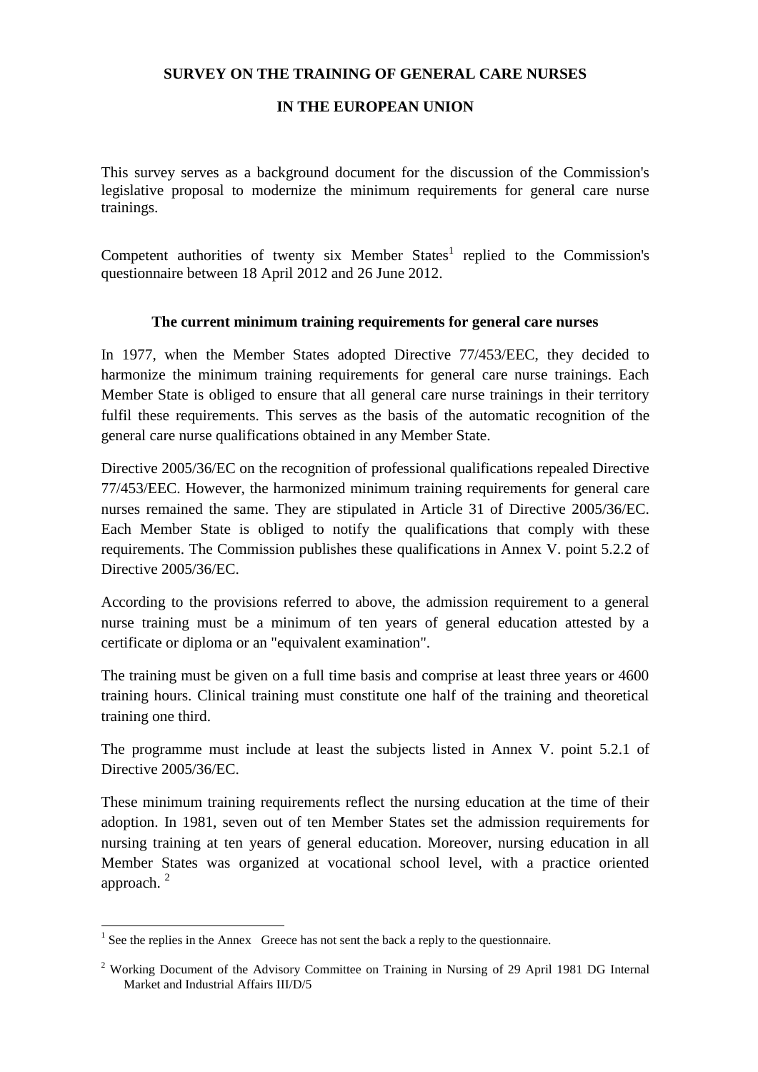# SURVEY ON THE TRAINING OF GENERAL CARE NURSES

# IN THE EUROPEAN UNION

This survey serves as a background document for the discussion of the Commission's legislative proposal to modernize the minimum requirements for general care nurse trainings.

Competent authorities of twenty six Member States[1] replied to the Commission's questionnaire between 18 April 2012 and 26 June 2012.

## The current minimum training requirements for general care nurses

In 1977, when the Member States adopted Directive 77/453/EEC, they decided to harmonize the minimum training requirements for general care nurse trainings. Each Member State is obliged to ensure that all general care nurse trainings in their territory fulfil these requirements. This serves as the basis of the automatic recognition of the general care nurse qualifications obtained in any Member State.

Directive 2005/36/EC on the recognition of professional qualifications repealed Directive 77/453/EEC. However, the harmonized minimum training requirements for general care nurses remained the same. They are stipulated in Article 31 of Directive 2005/36/EC. Each Member State is obliged to notify the qualifications that comply with these requirements. The Commission publishes these qualifications in Annex V. point 5.2.2 of Directive 2005/36/EC.

According to the provisions referred to above, the admission requirement to a general nurse training must be a minimum of ten years of general education attested by a certificate or diploma or an "equivalent examination".

The training must be given on a full time basis and comprise at least three years or 4600 training hours. Clinical training must constitute one half of the training and theoretical training one third.

The programme must include at least the subjects listed in Annex V. point 5.2.1 of Directive 2005/36/EC.

These minimum training requirements reflect the nursing education at the time of their adoption. In 1981, seven out of ten Member States set the admission requirements for nursing training at ten years of general education. Moreover, nursing education in all Member States was organized at vocational school level, with a practice oriented approach. [2]

---

[1] See the replies in the Annex Greece has not sent the back a reply to the questionnaire.

[2] Working Document of the Advisory Committee on Training in Nursing of 29 April 1981 DG Internal Market and Industrial Affairs III/D/5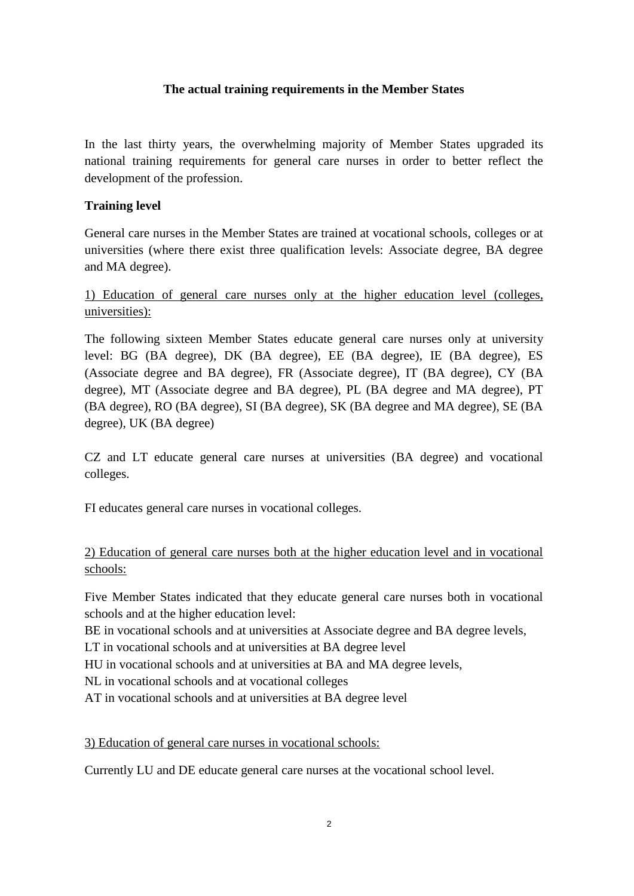**The actual training requirements in the Member States**

In the last thirty years, the overwhelming majority of Member States upgraded its national training requirements for general care nurses in order to better reflect the development of the profession.

**Training level**

General care nurses in the Member States are trained at vocational schools, colleges or at universities (where there exist three qualification levels: Associate degree, BA degree and MA degree).

<u>1) Education of general care nurses only at the higher education level (colleges, universities):</u>

The following sixteen Member States educate general care nurses only at university level: BG (BA degree), DK (BA degree), EE (BA degree), IE (BA degree), ES (Associate degree and BA degree), FR (Associate degree), IT (BA degree), CY (BA degree), MT (Associate degree and BA degree), PL (BA degree and MA degree), PT (BA degree), RO (BA degree), SI (BA degree), SK (BA degree and MA degree), SE (BA degree), UK (BA degree)

CZ and LT educate general care nurses at universities (BA degree) and vocational colleges.

FI educates general care nurses in vocational colleges.

<u>2) Education of general care nurses both at the higher education level and in vocational schools:</u>

Five Member States indicated that they educate general care nurses both in vocational schools and at the higher education level:
BE in vocational schools and at universities at Associate degree and BA degree levels,
LT in vocational schools and at universities at BA degree level
HU in vocational schools and at universities at BA and MA degree levels,
NL in vocational schools and at vocational colleges
AT in vocational schools and at universities at BA degree level

<u>3) Education of general care nurses in vocational schools:</u>

Currently LU and DE educate general care nurses at the vocational school level.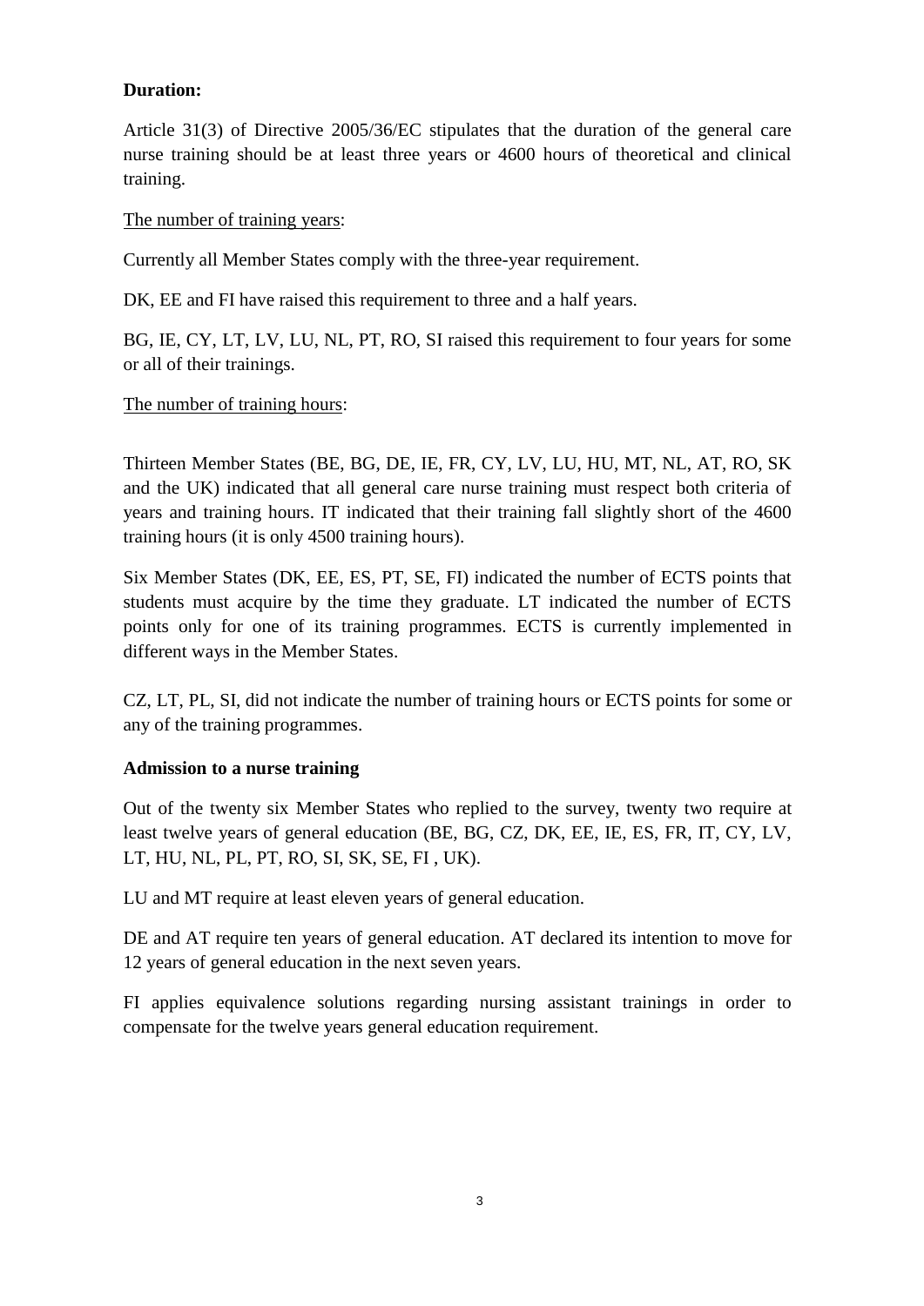**Duration:**

Article 31(3) of Directive 2005/36/EC stipulates that the duration of the general care nurse training should be at least three years or 4600 hours of theoretical and clinical training.

<u>The number of training years</u>:

Currently all Member States comply with the three-year requirement.

DK, EE and FI have raised this requirement to three and a half years.

BG, IE, CY, LT, LV, LU, NL, PT, RO, SI raised this requirement to four years for some or all of their trainings.

<u>The number of training hours</u>:

Thirteen Member States (BE, BG, DE, IE, FR, CY, LV, LU, HU, MT, NL, AT, RO, SK and the UK) indicated that all general care nurse training must respect both criteria of years and training hours. IT indicated that their training fall slightly short of the 4600 training hours (it is only 4500 training hours).

Six Member States (DK, EE, ES, PT, SE, FI) indicated the number of ECTS points that students must acquire by the time they graduate. LT indicated the number of ECTS points only for one of its training programmes. ECTS is currently implemented in different ways in the Member States.

CZ, LT, PL, SI, did not indicate the number of training hours or ECTS points for some or any of the training programmes.

**Admission to a nurse training**

Out of the twenty six Member States who replied to the survey, twenty two require at least twelve years of general education (BE, BG, CZ, DK, EE, IE, ES, FR, IT, CY, LV, LT, HU, NL, PL, PT, RO, SI, SK, SE, FI , UK).

LU and MT require at least eleven years of general education.

DE and AT require ten years of general education. AT declared its intention to move for 12 years of general education in the next seven years.

FI applies equivalence solutions regarding nursing assistant trainings in order to compensate for the twelve years general education requirement.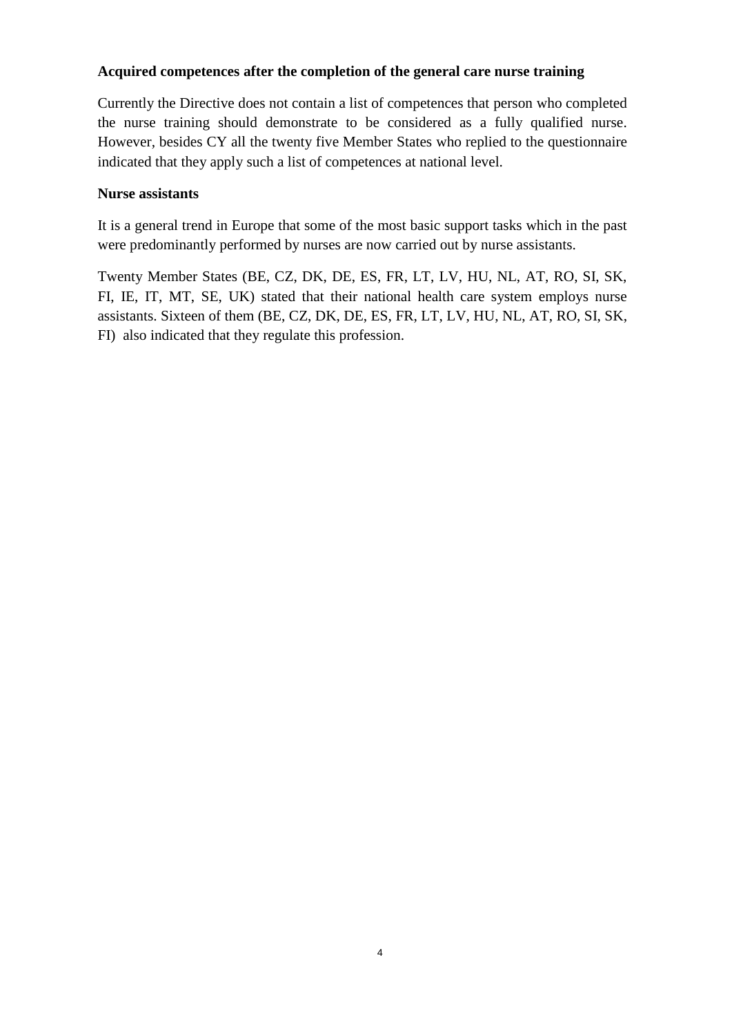**Acquired competences after the completion of the general care nurse training**

Currently the Directive does not contain a list of competences that person who completed the nurse training should demonstrate to be considered as a fully qualified nurse. However, besides CY all the twenty five Member States who replied to the questionnaire indicated that they apply such a list of competences at national level.

**Nurse assistants**

It is a general trend in Europe that some of the most basic support tasks which in the past were predominantly performed by nurses are now carried out by nurse assistants.

Twenty Member States (BE, CZ, DK, DE, ES, FR, LT, LV, HU, NL, AT, RO, SI, SK, FI, IE, IT, MT, SE, UK) stated that their national health care system employs nurse assistants. Sixteen of them (BE, CZ, DK, DE, ES, FR, LT, LV, HU, NL, AT, RO, SI, SK, FI) also indicated that they regulate this profession.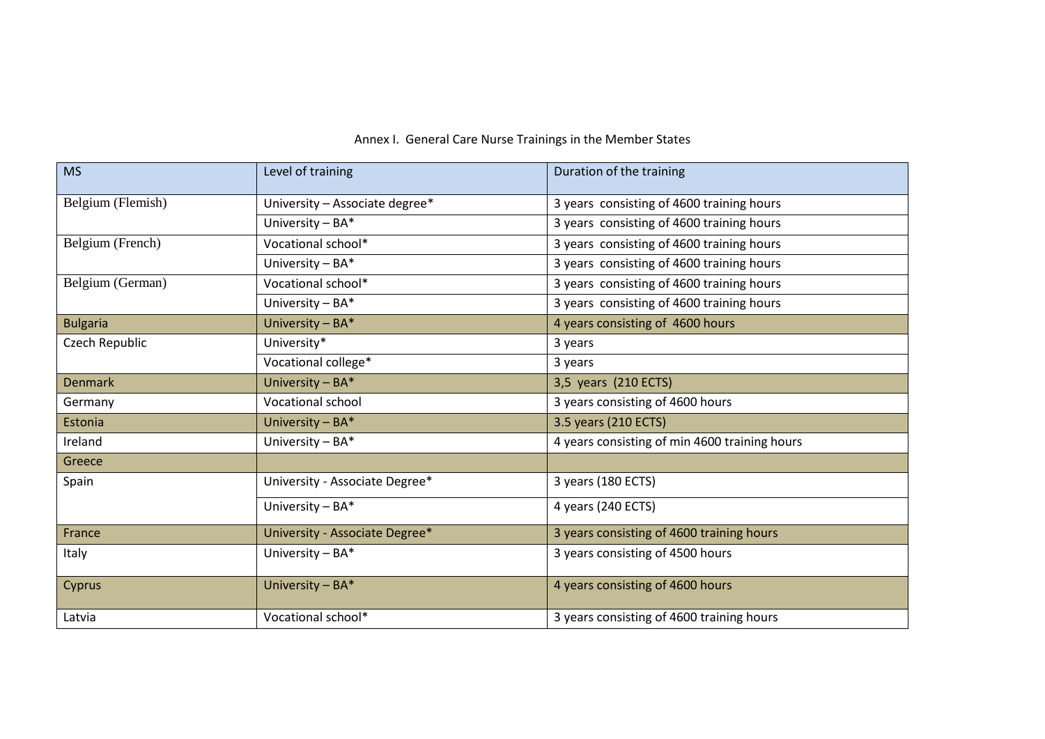Annex I. General Care Nurse Trainings in the Member States

| MS | Level of training | Duration of the training |
|---|---|---|
| Belgium (Flemish) | University – Associate degree* | 3 years consisting of 4600 training hours |
| | University – BA* | 3 years consisting of 4600 training hours |
| Belgium (French) | Vocational school* | 3 years consisting of 4600 training hours |
| | University – BA* | 3 years consisting of 4600 training hours |
| Belgium (German) | Vocational school* | 3 years consisting of 4600 training hours |
| | University – BA* | 3 years consisting of 4600 training hours |
| Bulgaria | University – BA* | 4 years consisting of 4600 hours |
| Czech Republic | University* | 3 years |
| | Vocational college* | 3 years |
| Denmark | University – BA* | 3,5 years (210 ECTS) |
| Germany | Vocational school | 3 years consisting of 4600 hours |
| Estonia | University – BA* | 3.5 years (210 ECTS) |
| Ireland | University – BA* | 4 years consisting of min 4600 training hours |
| Greece | | |
| Spain | University - Associate Degree* | 3 years (180 ECTS) |
| | University – BA* | 4 years (240 ECTS) |
| France | University - Associate Degree* | 3 years consisting of 4600 training hours |
| Italy | University – BA* | 3 years consisting of 4500 hours |
| Cyprus | University – BA* | 4 years consisting of 4600 hours |
| Latvia | Vocational school* | 3 years consisting of 4600 training hours |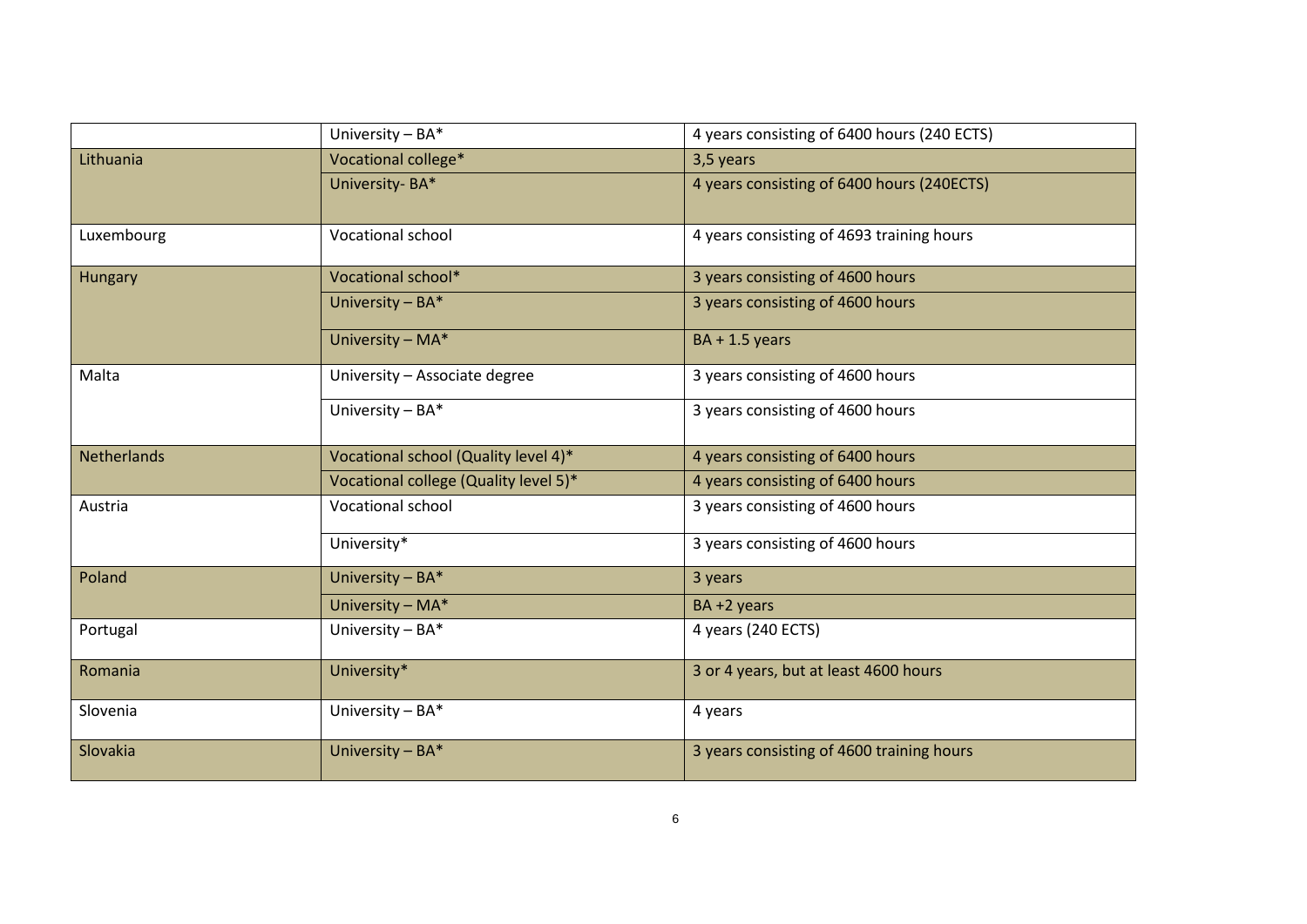|  |  |  |
| --- | --- | --- |
|  | University – BA* | 4 years consisting of 6400 hours (240 ECTS) |
| Lithuania | Vocational college* | 3,5 years |
|  | University- BA* | 4 years consisting of 6400 hours (240ECTS) |
| Luxembourg | Vocational school | 4 years consisting of 4693 training hours |
| Hungary | Vocational school* | 3 years consisting of 4600 hours |
|  | University – BA* | 3 years consisting of 4600 hours |
|  | University – MA* | BA + 1.5 years |
| Malta | University – Associate degree | 3 years consisting of 4600 hours |
|  | University – BA* | 3 years consisting of 4600 hours |
| Netherlands | Vocational school (Quality level 4)* | 4 years consisting of 6400 hours |
|  | Vocational college (Quality level 5)* | 4 years consisting of 6400 hours |
| Austria | Vocational school | 3 years consisting of 4600 hours |
|  | University* | 3 years consisting of 4600 hours |
| Poland | University – BA* | 3 years |
|  | University – MA* | BA +2 years |
| Portugal | University – BA* | 4 years (240 ECTS) |
| Romania | University* | 3 or 4 years, but at least 4600 hours |
| Slovenia | University – BA* | 4 years |
| Slovakia | University – BA* | 3 years consisting of 4600 training hours |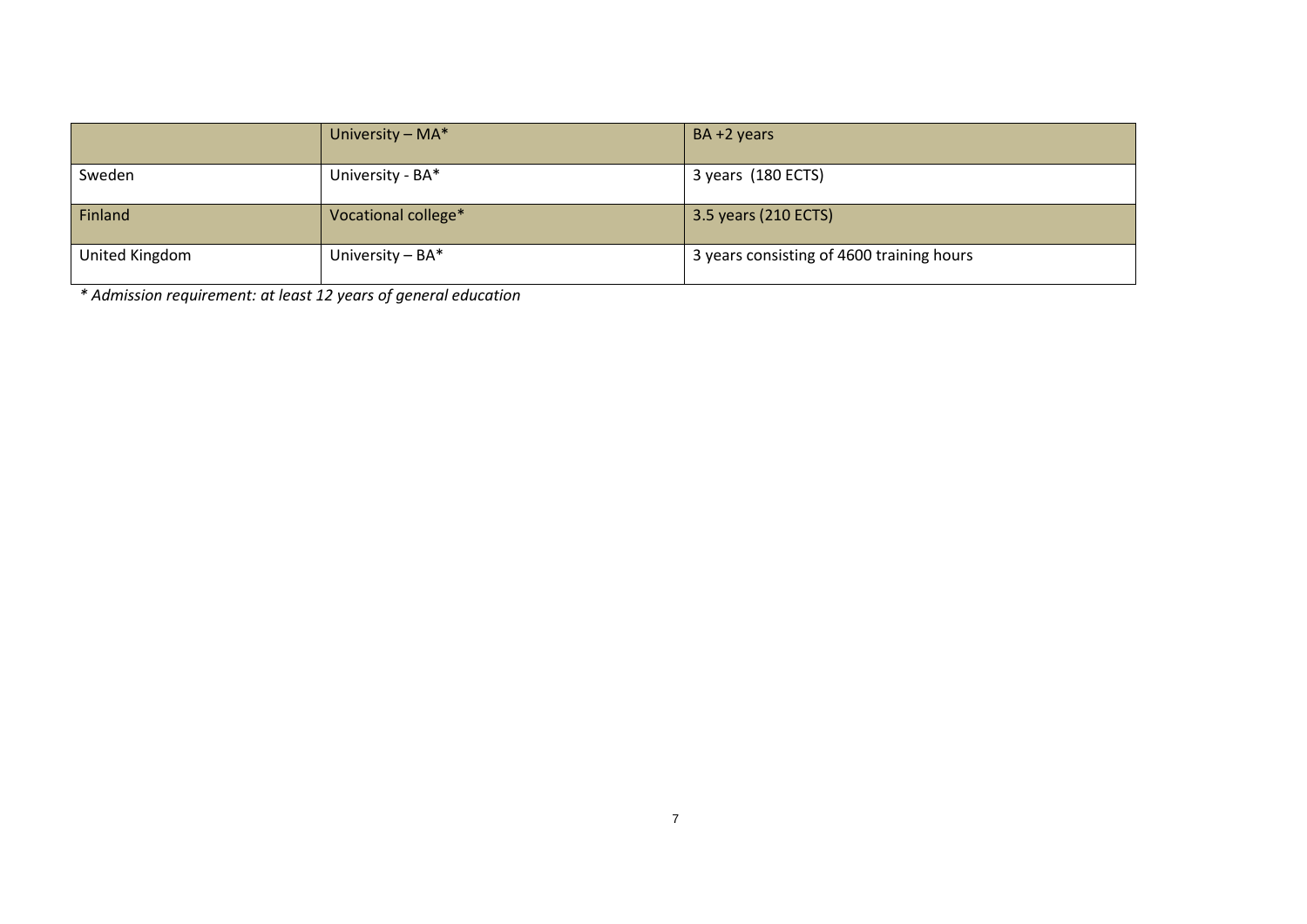| | | |
|---|---|---|
| | University – MA* | BA +2 years |
| Sweden | University - BA* | 3 years (180 ECTS) |
| Finland | Vocational college* | 3.5 years (210 ECTS) |
| United Kingdom | University – BA* | 3 years consisting of 4600 training hours |

*\* Admission requirement: at least 12 years of general education*